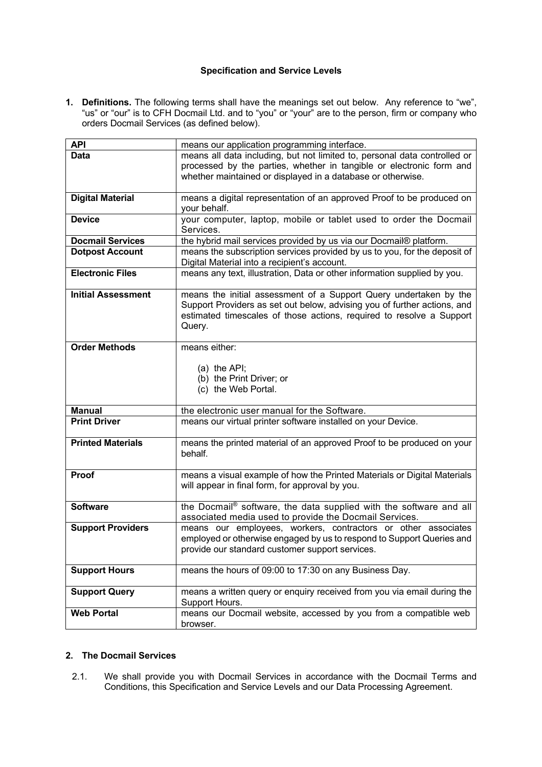# Specification and Service Levels

1. **Definitions.** The following terms shall have the meanings set out below. Any reference to "we", "us" or "our" is to CFH Docmail Ltd. and to "you" or "your" are to the person, firm or company who orders Docmail Services (as defined below).

| Term | Meaning |
|---|---|
| **API** | means our application programming interface. |
| **Data** | means all data including, but not limited to, personal data controlled or processed by the parties, whether in tangible or electronic form and whether maintained or displayed in a database or otherwise. |
| **Digital Material** | means a digital representation of an approved Proof to be produced on your behalf. |
| **Device** | your computer, laptop, mobile or tablet used to order the Docmail Services. |
| **Docmail Services** | the hybrid mail services provided by us via our Docmail® platform. |
| **Dotpost Account** | means the subscription services provided by us to you, for the deposit of Digital Material into a recipient's account. |
| **Electronic Files** | means any text, illustration, Data or other information supplied by you. |
| **Initial Assessment** | means the initial assessment of a Support Query undertaken by the Support Providers as set out below, advising you of further actions, and estimated timescales of those actions, required to resolve a Support Query. |
| **Order Methods** | means either:<br>(a) the API;<br>(b) the Print Driver; or<br>(c) the Web Portal. |
| **Manual** | the electronic user manual for the Software. |
| **Print Driver** | means our virtual printer software installed on your Device. |
| **Printed Materials** | means the printed material of an approved Proof to be produced on your behalf. |
| **Proof** | means a visual example of how the Printed Materials or Digital Materials will appear in final form, for approval by you. |
| **Software** | the Docmail® software, the data supplied with the software and all associated media used to provide the Docmail Services. |
| **Support Providers** | means our employees, workers, contractors or other associates employed or otherwise engaged by us to respond to Support Queries and provide our standard customer support services. |
| **Support Hours** | means the hours of 09:00 to 17:30 on any Business Day. |
| **Support Query** | means a written query or enquiry received from you via email during the Support Hours. |
| **Web Portal** | means our Docmail website, accessed by you from a compatible web browser. |

## 2. The Docmail Services

2.1. We shall provide you with Docmail Services in accordance with the Docmail Terms and Conditions, this Specification and Service Levels and our Data Processing Agreement.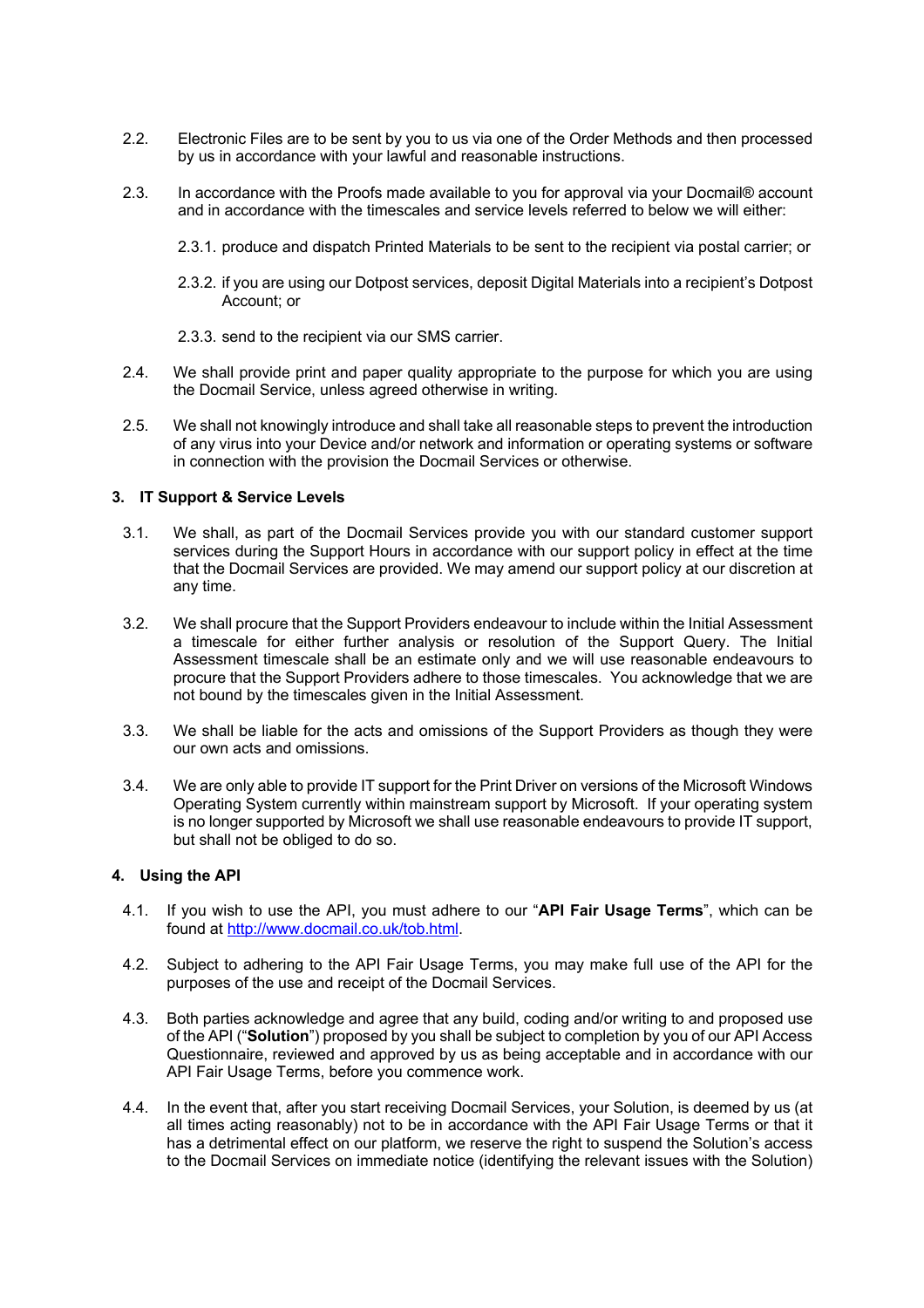2.2. Electronic Files are to be sent by you to us via one of the Order Methods and then processed by us in accordance with your lawful and reasonable instructions.

2.3. In accordance with the Proofs made available to you for approval via your Docmail® account and in accordance with the timescales and service levels referred to below we will either:

2.3.1. produce and dispatch Printed Materials to be sent to the recipient via postal carrier; or

2.3.2. if you are using our Dotpost services, deposit Digital Materials into a recipient's Dotpost Account; or

2.3.3. send to the recipient via our SMS carrier.

2.4. We shall provide print and paper quality appropriate to the purpose for which you are using the Docmail Service, unless agreed otherwise in writing.

2.5. We shall not knowingly introduce and shall take all reasonable steps to prevent the introduction of any virus into your Device and/or network and information or operating systems or software in connection with the provision the Docmail Services or otherwise.

## 3. IT Support & Service Levels

3.1. We shall, as part of the Docmail Services provide you with our standard customer support services during the Support Hours in accordance with our support policy in effect at the time that the Docmail Services are provided. We may amend our support policy at our discretion at any time.

3.2. We shall procure that the Support Providers endeavour to include within the Initial Assessment a timescale for either further analysis or resolution of the Support Query. The Initial Assessment timescale shall be an estimate only and we will use reasonable endeavours to procure that the Support Providers adhere to those timescales. You acknowledge that we are not bound by the timescales given in the Initial Assessment.

3.3. We shall be liable for the acts and omissions of the Support Providers as though they were our own acts and omissions.

3.4. We are only able to provide IT support for the Print Driver on versions of the Microsoft Windows Operating System currently within mainstream support by Microsoft. If your operating system is no longer supported by Microsoft we shall use reasonable endeavours to provide IT support, but shall not be obliged to do so.

## 4. Using the API

4.1. If you wish to use the API, you must adhere to our "**API Fair Usage Terms**", which can be found at http://www.docmail.co.uk/tob.html.

4.2. Subject to adhering to the API Fair Usage Terms, you may make full use of the API for the purposes of the use and receipt of the Docmail Services.

4.3. Both parties acknowledge and agree that any build, coding and/or writing to and proposed use of the API ("**Solution**") proposed by you shall be subject to completion by you of our API Access Questionnaire, reviewed and approved by us as being acceptable and in accordance with our API Fair Usage Terms, before you commence work.

4.4. In the event that, after you start receiving Docmail Services, your Solution, is deemed by us (at all times acting reasonably) not to be in accordance with the API Fair Usage Terms or that it has a detrimental effect on our platform, we reserve the right to suspend the Solution's access to the Docmail Services on immediate notice (identifying the relevant issues with the Solution)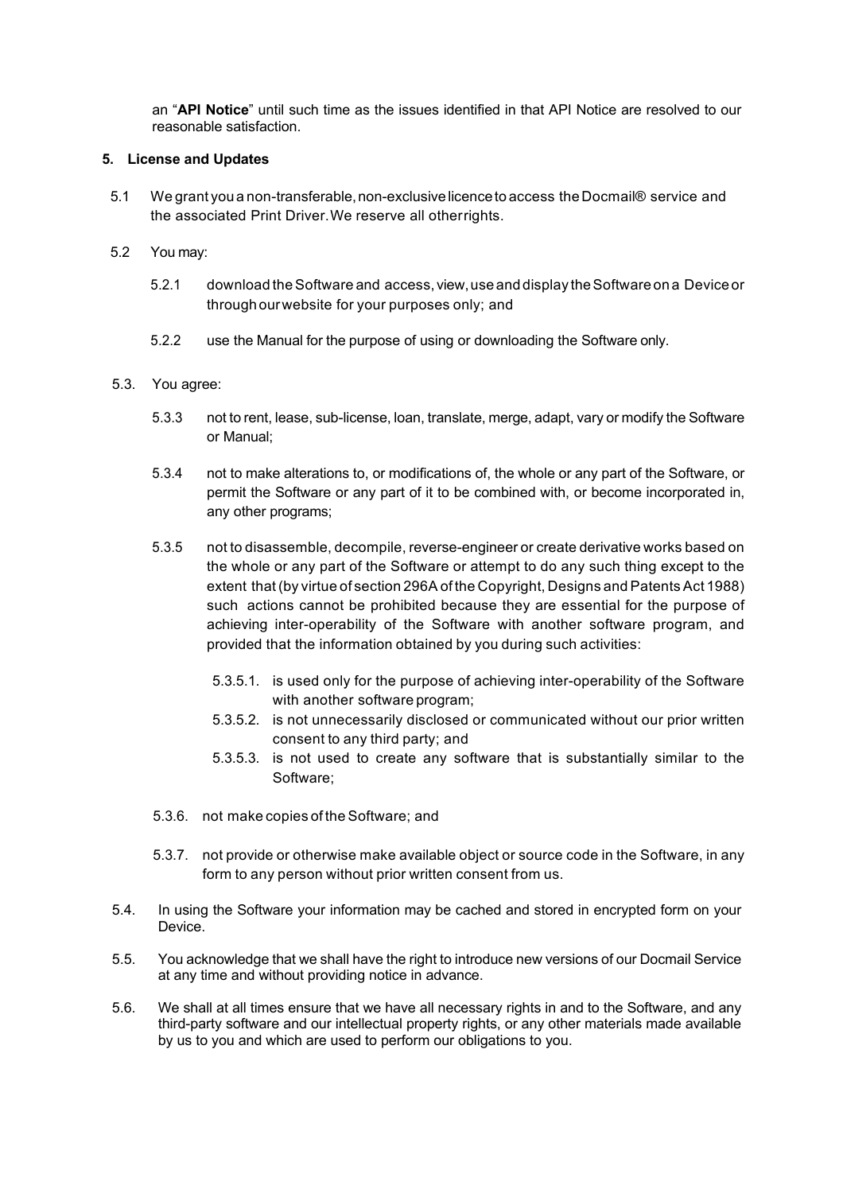an "**API Notice**" until such time as the issues identified in that API Notice are resolved to our reasonable satisfaction.

**5. License and Updates**

5.1 We grant you a non-transferable, non-exclusive licence to access the Docmail® service and the associated Print Driver. We reserve all other rights.

5.2 You may:

5.2.1 download the Software and access, view, use and display the Software on a Device or through our website for your purposes only; and

5.2.2 use the Manual for the purpose of using or downloading the Software only.

5.3. You agree:

5.3.3 not to rent, lease, sub-license, loan, translate, merge, adapt, vary or modify the Software or Manual;

5.3.4 not to make alterations to, or modifications of, the whole or any part of the Software, or permit the Software or any part of it to be combined with, or become incorporated in, any other programs;

5.3.5 not to disassemble, decompile, reverse-engineer or create derivative works based on the whole or any part of the Software or attempt to do any such thing except to the extent that (by virtue of section 296A of the Copyright, Designs and Patents Act 1988) such actions cannot be prohibited because they are essential for the purpose of achieving inter-operability of the Software with another software program, and provided that the information obtained by you during such activities:

5.3.5.1. is used only for the purpose of achieving inter-operability of the Software with another software program;

5.3.5.2. is not unnecessarily disclosed or communicated without our prior written consent to any third party; and

5.3.5.3. is not used to create any software that is substantially similar to the Software;

5.3.6. not make copies of the Software; and

5.3.7. not provide or otherwise make available object or source code in the Software, in any form to any person without prior written consent from us.

5.4. In using the Software your information may be cached and stored in encrypted form on your Device.

5.5. You acknowledge that we shall have the right to introduce new versions of our Docmail Service at any time and without providing notice in advance.

5.6. We shall at all times ensure that we have all necessary rights in and to the Software, and any third-party software and our intellectual property rights, or any other materials made available by us to you and which are used to perform our obligations to you.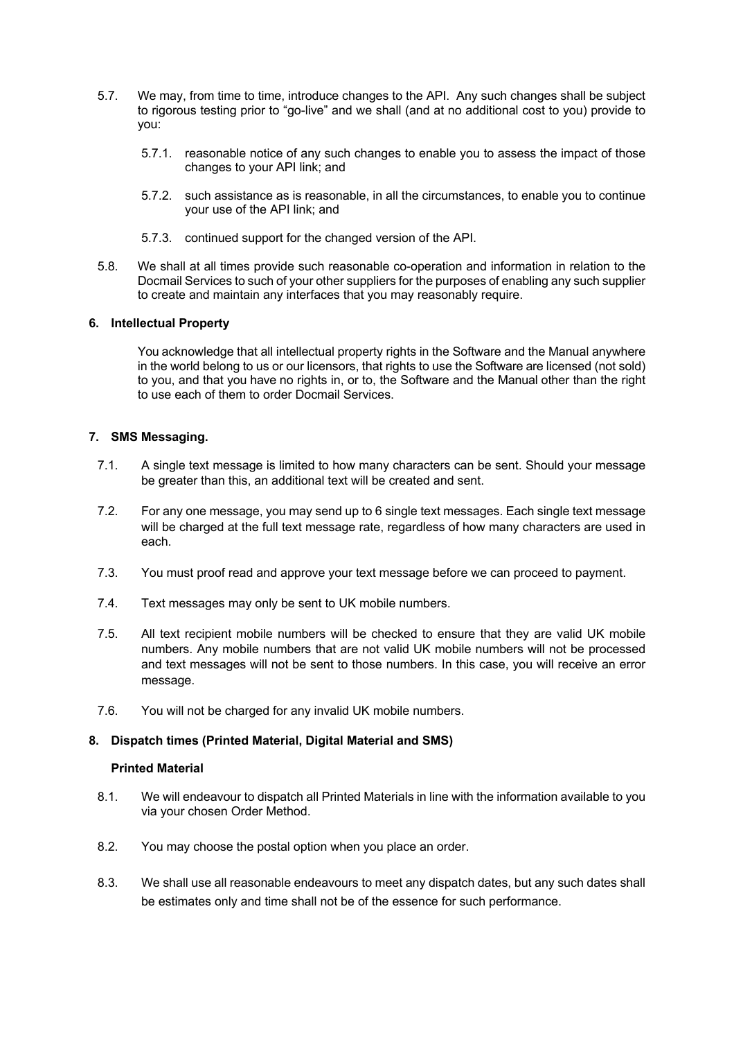5.7. We may, from time to time, introduce changes to the API. Any such changes shall be subject to rigorous testing prior to "go-live" and we shall (and at no additional cost to you) provide to you:

5.7.1. reasonable notice of any such changes to enable you to assess the impact of those changes to your API link; and

5.7.2. such assistance as is reasonable, in all the circumstances, to enable you to continue your use of the API link; and

5.7.3. continued support for the changed version of the API.

5.8. We shall at all times provide such reasonable co-operation and information in relation to the Docmail Services to such of your other suppliers for the purposes of enabling any such supplier to create and maintain any interfaces that you may reasonably require.

## 6. Intellectual Property

You acknowledge that all intellectual property rights in the Software and the Manual anywhere in the world belong to us or our licensors, that rights to use the Software are licensed (not sold) to you, and that you have no rights in, or to, the Software and the Manual other than the right to use each of them to order Docmail Services.

## 7. SMS Messaging.

7.1. A single text message is limited to how many characters can be sent. Should your message be greater than this, an additional text will be created and sent.

7.2. For any one message, you may send up to 6 single text messages. Each single text message will be charged at the full text message rate, regardless of how many characters are used in each.

7.3. You must proof read and approve your text message before we can proceed to payment.

7.4. Text messages may only be sent to UK mobile numbers.

7.5. All text recipient mobile numbers will be checked to ensure that they are valid UK mobile numbers. Any mobile numbers that are not valid UK mobile numbers will not be processed and text messages will not be sent to those numbers. In this case, you will receive an error message.

7.6. You will not be charged for any invalid UK mobile numbers.

## 8. Dispatch times (Printed Material, Digital Material and SMS)

### Printed Material

8.1. We will endeavour to dispatch all Printed Materials in line with the information available to you via your chosen Order Method.

8.2. You may choose the postal option when you place an order.

8.3. We shall use all reasonable endeavours to meet any dispatch dates, but any such dates shall be estimates only and time shall not be of the essence for such performance.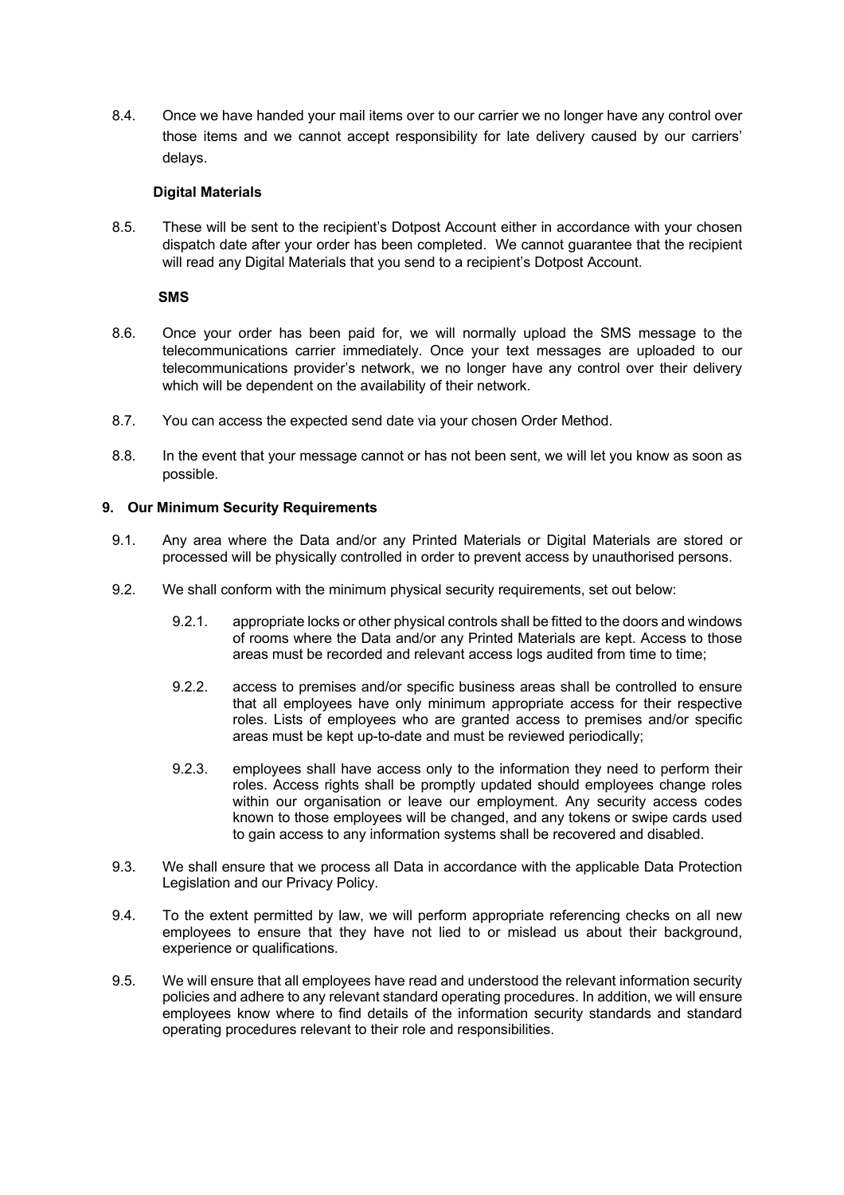8.4. Once we have handed your mail items over to our carrier we no longer have any control over those items and we cannot accept responsibility for late delivery caused by our carriers' delays.

**Digital Materials**

8.5. These will be sent to the recipient's Dotpost Account either in accordance with your chosen dispatch date after your order has been completed. We cannot guarantee that the recipient will read any Digital Materials that you send to a recipient's Dotpost Account.

**SMS**

8.6. Once your order has been paid for, we will normally upload the SMS message to the telecommunications carrier immediately. Once your text messages are uploaded to our telecommunications provider's network, we no longer have any control over their delivery which will be dependent on the availability of their network.

8.7. You can access the expected send date via your chosen Order Method.

8.8. In the event that your message cannot or has not been sent, we will let you know as soon as possible.

## 9. Our Minimum Security Requirements

9.1. Any area where the Data and/or any Printed Materials or Digital Materials are stored or processed will be physically controlled in order to prevent access by unauthorised persons.

9.2. We shall conform with the minimum physical security requirements, set out below:

9.2.1. appropriate locks or other physical controls shall be fitted to the doors and windows of rooms where the Data and/or any Printed Materials are kept. Access to those areas must be recorded and relevant access logs audited from time to time;

9.2.2. access to premises and/or specific business areas shall be controlled to ensure that all employees have only minimum appropriate access for their respective roles. Lists of employees who are granted access to premises and/or specific areas must be kept up-to-date and must be reviewed periodically;

9.2.3. employees shall have access only to the information they need to perform their roles. Access rights shall be promptly updated should employees change roles within our organisation or leave our employment. Any security access codes known to those employees will be changed, and any tokens or swipe cards used to gain access to any information systems shall be recovered and disabled.

9.3. We shall ensure that we process all Data in accordance with the applicable Data Protection Legislation and our Privacy Policy.

9.4. To the extent permitted by law, we will perform appropriate referencing checks on all new employees to ensure that they have not lied to or mislead us about their background, experience or qualifications.

9.5. We will ensure that all employees have read and understood the relevant information security policies and adhere to any relevant standard operating procedures. In addition, we will ensure employees know where to find details of the information security standards and standard operating procedures relevant to their role and responsibilities.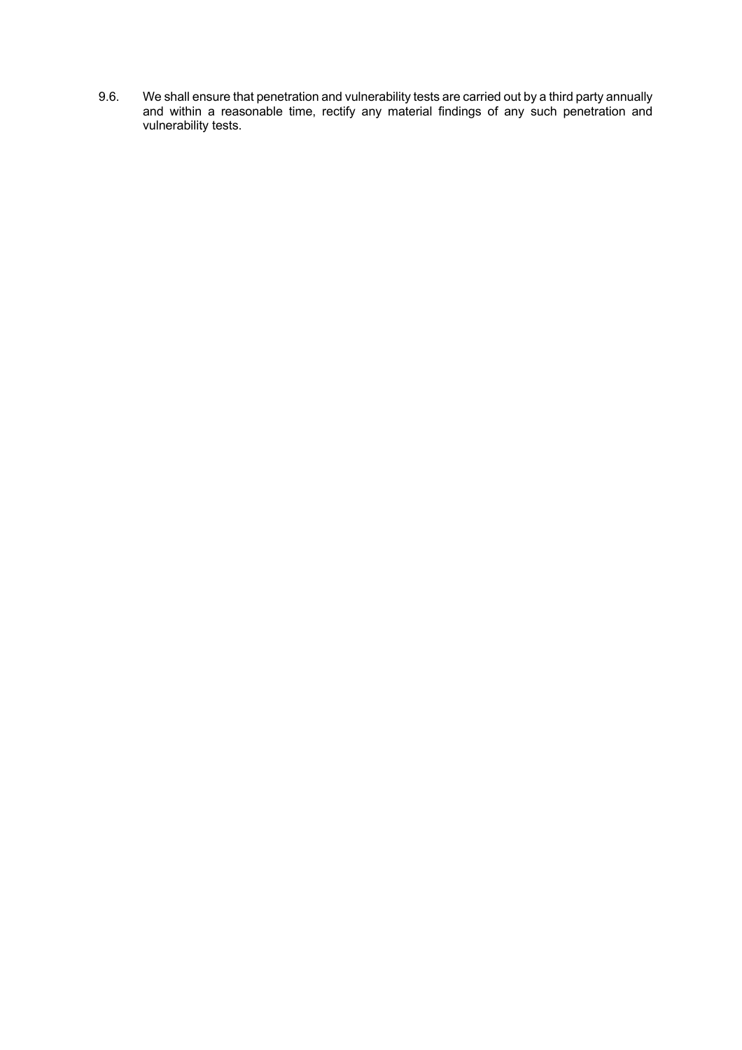9.6. We shall ensure that penetration and vulnerability tests are carried out by a third party annually and within a reasonable time, rectify any material findings of any such penetration and vulnerability tests.